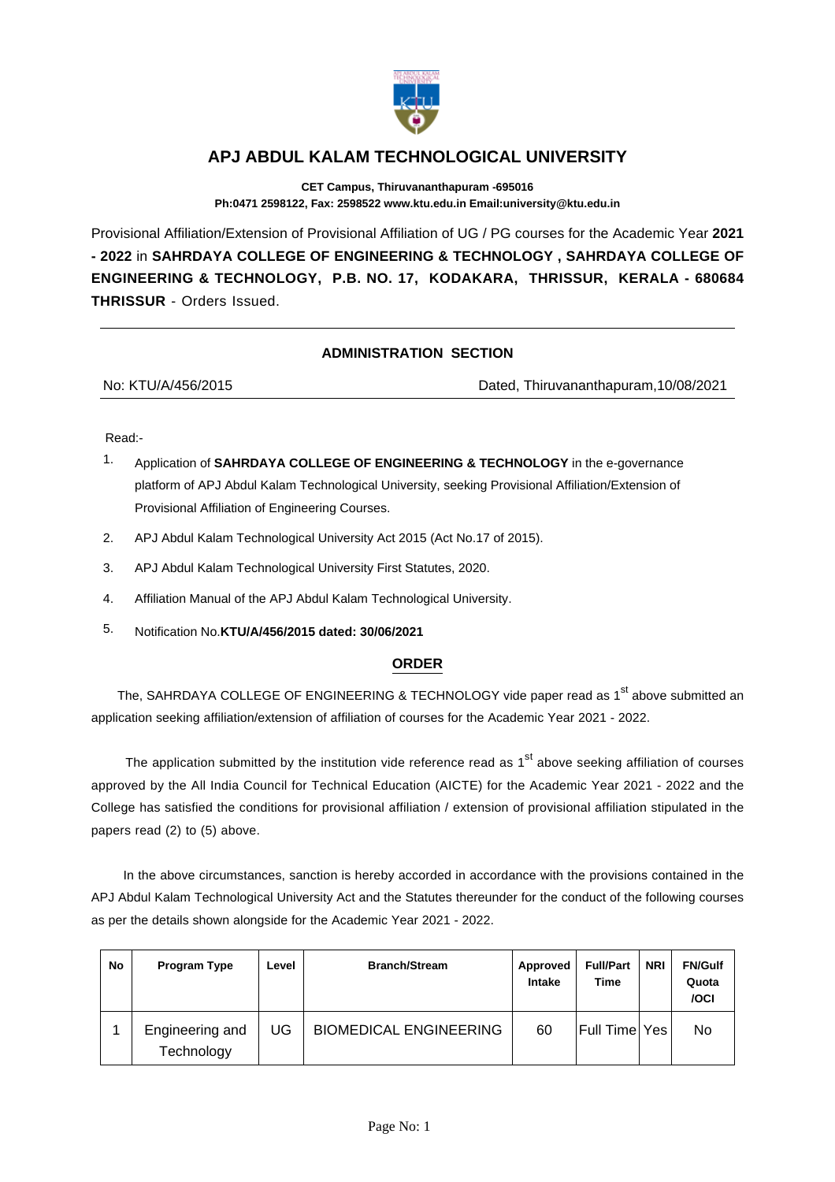# APJ ABDUL KALAM TECHNOLOGICAL UNIVERSITY

**CET Campus, Thiruvananthapuram -695016**
**Ph:0471 2598122, Fax: 2598522 www.ktu.edu.in Email:university@ktu.edu.in**

Provisional Affiliation/Extension of Provisional Affiliation of UG / PG courses for the Academic Year **2021 - 2022** in **SAHRDAYA COLLEGE OF ENGINEERING & TECHNOLOGY , SAHRDAYA COLLEGE OF ENGINEERING & TECHNOLOGY, P.B. NO. 17, KODAKARA, THRISSUR, KERALA - 680684 THRISSUR** - Orders Issued.

---

**ADMINISTRATION SECTION**

No: KTU/A/456/2015 — Dated, Thiruvananthapuram,10/08/2021

---

Read:-

1. Application of **SAHRDAYA COLLEGE OF ENGINEERING & TECHNOLOGY** in the e-governance platform of APJ Abdul Kalam Technological University, seeking Provisional Affiliation/Extension of Provisional Affiliation of Engineering Courses.
2. APJ Abdul Kalam Technological University Act 2015 (Act No.17 of 2015).
3. APJ Abdul Kalam Technological University First Statutes, 2020.
4. Affiliation Manual of the APJ Abdul Kalam Technological University.
5. Notification No.**KTU/A/456/2015 dated: 30/06/2021**

**ORDER**

The, SAHRDAYA COLLEGE OF ENGINEERING & TECHNOLOGY vide paper read as 1st above submitted an application seeking affiliation/extension of affiliation of courses for the Academic Year 2021 - 2022.

The application submitted by the institution vide reference read as 1st above seeking affiliation of courses approved by the All India Council for Technical Education (AICTE) for the Academic Year 2021 - 2022 and the College has satisfied the conditions for provisional affiliation / extension of provisional affiliation stipulated in the papers read (2) to (5) above.

In the above circumstances, sanction is hereby accorded in accordance with the provisions contained in the APJ Abdul Kalam Technological University Act and the Statutes thereunder for the conduct of the following courses as per the details shown alongside for the Academic Year 2021 - 2022.

| No | Program Type | Level | Branch/Stream | Approved Intake | Full/Part Time | NRI | FN/Gulf Quota /OCI |
|---|---|---|---|---|---|---|---|
| 1 | Engineering and Technology | UG | BIOMEDICAL ENGINEERING | 60 | Full Time | Yes | No |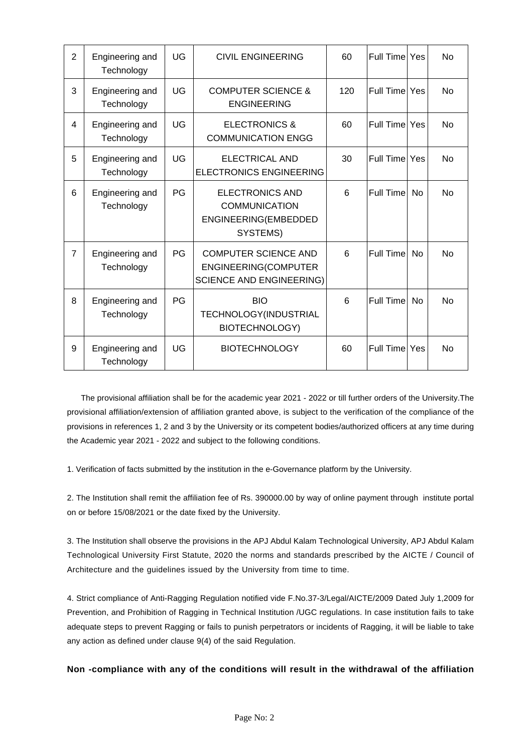| 2 | Engineering and Technology | UG | CIVIL ENGINEERING | 60 | Full Time | Yes | No |
|---|---|---|---|---|---|---|---|
| 3 | Engineering and Technology | UG | COMPUTER SCIENCE & ENGINEERING | 120 | Full Time | Yes | No |
| 4 | Engineering and Technology | UG | ELECTRONICS & COMMUNICATION ENGG | 60 | Full Time | Yes | No |
| 5 | Engineering and Technology | UG | ELECTRICAL AND ELECTRONICS ENGINEERING | 30 | Full Time | Yes | No |
| 6 | Engineering and Technology | PG | ELECTRONICS AND COMMUNICATION ENGINEERING(EMBEDDED SYSTEMS) | 6 | Full Time | No | No |
| 7 | Engineering and Technology | PG | COMPUTER SCIENCE AND ENGINEERING(COMPUTER SCIENCE AND ENGINEERING) | 6 | Full Time | No | No |
| 8 | Engineering and Technology | PG | BIO TECHNOLOGY(INDUSTRIAL BIOTECHNOLOGY) | 6 | Full Time | No | No |
| 9 | Engineering and Technology | UG | BIOTECHNOLOGY | 60 | Full Time | Yes | No |

The provisional affiliation shall be for the academic year 2021 - 2022 or till further orders of the University.The provisional affiliation/extension of affiliation granted above, is subject to the verification of the compliance of the provisions in references 1, 2 and 3 by the University or its competent bodies/authorized officers at any time during the Academic year 2021 - 2022 and subject to the following conditions.

1. Verification of facts submitted by the institution in the e-Governance platform by the University.

2. The Institution shall remit the affiliation fee of Rs. 390000.00 by way of online payment through institute portal on or before 15/08/2021 or the date fixed by the University.

3. The Institution shall observe the provisions in the APJ Abdul Kalam Technological University, APJ Abdul Kalam Technological University First Statute, 2020 the norms and standards prescribed by the AICTE / Council of Architecture and the guidelines issued by the University from time to time.

4. Strict compliance of Anti-Ragging Regulation notified vide F.No.37-3/Legal/AICTE/2009 Dated July 1,2009 for Prevention, and Prohibition of Ragging in Technical Institution /UGC regulations. In case institution fails to take adequate steps to prevent Ragging or fails to punish perpetrators or incidents of Ragging, it will be liable to take any action as defined under clause 9(4) of the said Regulation.

**Non -compliance with any of the conditions will result in the withdrawal of the affiliation**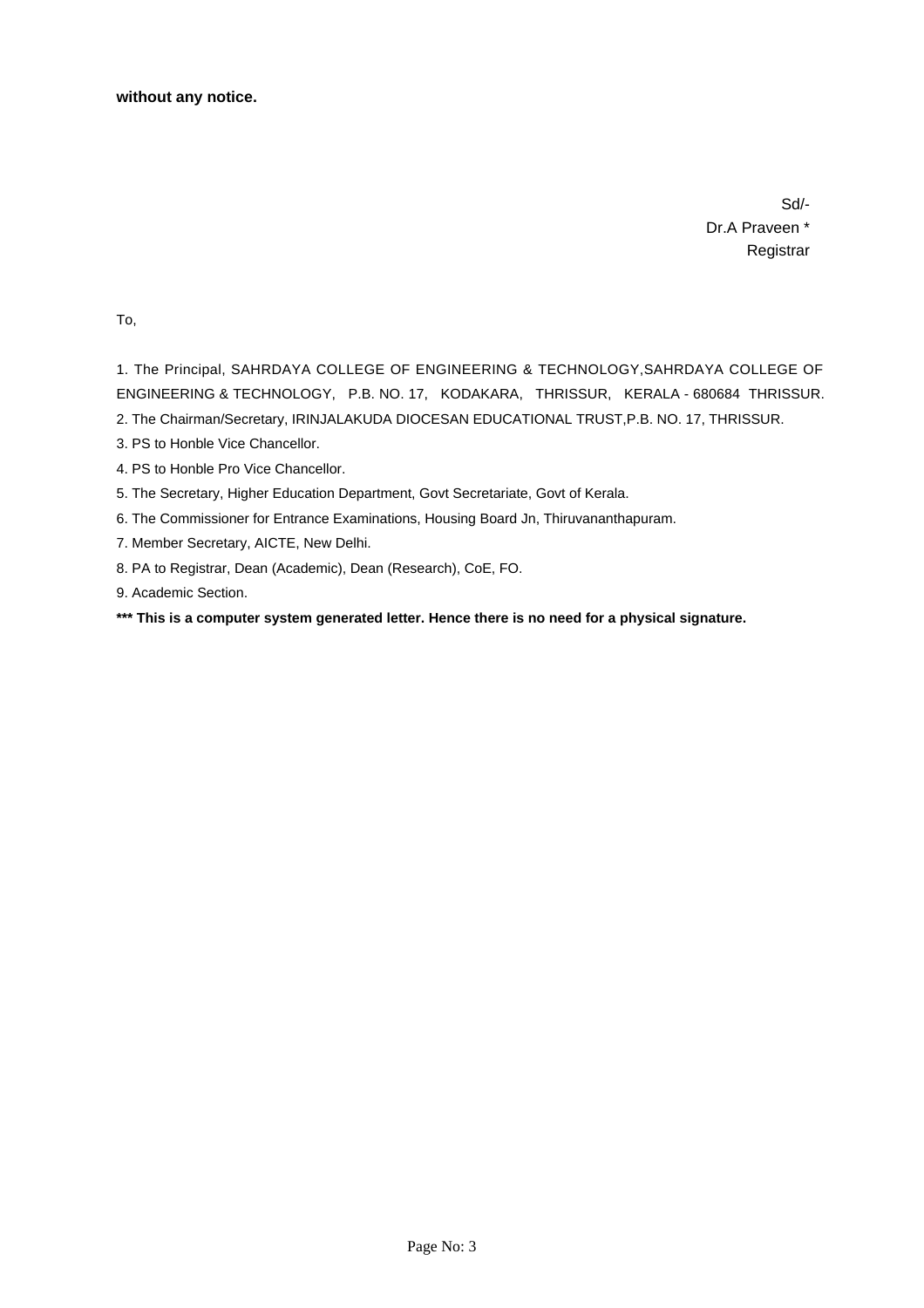**without any notice.**

Sd/-
Dr.A Praveen *
Registrar

To,

1. The Principal, SAHRDAYA COLLEGE OF ENGINEERING & TECHNOLOGY,SAHRDAYA COLLEGE OF ENGINEERING & TECHNOLOGY, P.B. NO. 17, KODAKARA, THRISSUR, KERALA - 680684 THRISSUR.
2. The Chairman/Secretary, IRINJALAKUDA DIOCESAN EDUCATIONAL TRUST,P.B. NO. 17, THRISSUR.
3. PS to Honble Vice Chancellor.
4. PS to Honble Pro Vice Chancellor.
5. The Secretary, Higher Education Department, Govt Secretariate, Govt of Kerala.
6. The Commissioner for Entrance Examinations, Housing Board Jn, Thiruvananthapuram.
7. Member Secretary, AICTE, New Delhi.
8. PA to Registrar, Dean (Academic), Dean (Research), CoE, FO.
9. Academic Section.

**\*\*\* This is a computer system generated letter. Hence there is no need for a physical signature.**